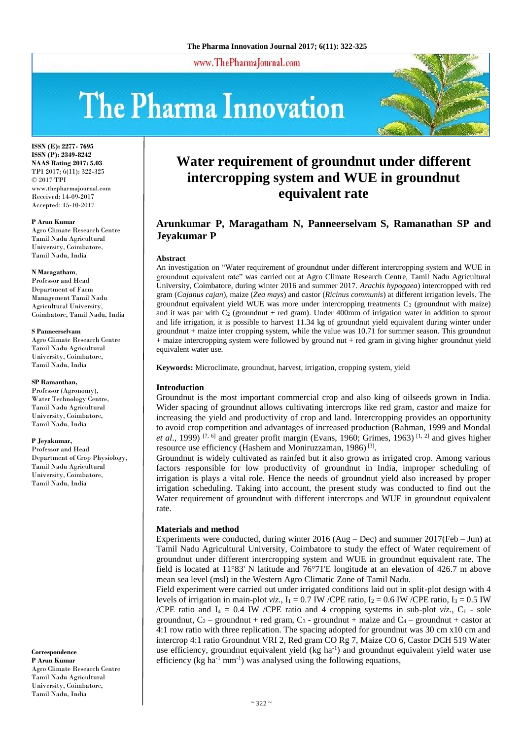# Water requirement of groundnut under different intercropping system and WUE in groundnut equivalent rate

**Arunkumar P, Maragatham N, Panneerselvam S, Ramanathan SP and Jeyakumar P**

ISSN (E): 2277- 7695
ISSN (P): 2349-8242
NAAS Rating 2017: 5.03
TPI 2017; 6(11): 322-325
© 2017 TPI
www.thepharmajournal.com
Received: 14-09-2017
Accepted: 15-10-2017

**P Arun Kumar**
Agro Climate Research Centre Tamil Nadu Agricultural University, Coimbatore, Tamil Nadu, India

**N Maragatham,**
Professor and Head Department of Farm Management Tamil Nadu Agricultural University, Coimbatore, Tamil Nadu, India

**S Panneerselvam**
Agro Climate Research Centre Tamil Nadu Agricultural University, Coimbatore, Tamil Nadu, India

**SP Ramanthan,**
Professor (Agronomy), Water Technology Centre, Tamil Nadu Agricultural University, Coimbatore, Tamil Nadu, India

**P Jeyakumar,**
Professor and Head Department of Crop Physiology, Tamil Nadu Agricultural University, Coimbatore, Tamil Nadu, India

**Correspondence**
**P Arun Kumar**
Agro Climate Research Centre Tamil Nadu Agricultural University, Coimbatore, Tamil Nadu, India

## Abstract

An investigation on "Water requirement of groundnut under different intercropping system and WUE in groundnut equivalent rate" was carried out at Agro Climate Research Centre, Tamil Nadu Agricultural University, Coimbatore, during winter 2016 and summer 2017. *Arachis hypogaea*) intercropped with red gram (*Cajanus cajan*), maize (*Zea mays*) and castor (*Ricinus communis*) at different irrigation levels. The groundnut equivalent yield WUE was more under intercropping treatments $C_3$ (groundnut with maize) and it was par with $C_2$ (groundnut + red gram). Under 400mm of irrigation water in addition to sprout and life irrigation, it is possible to harvest 11.34 kg of groundnut yield equivalent during winter under groundnut + maize inter cropping system, while the value was 10.71 for summer season. This groundnut + maize intercropping system were followed by ground nut + red gram in giving higher groundnut yield equivalent water use.

**Keywords:** Microclimate, groundnut, harvest, irrigation, cropping system, yield

## Introduction

Groundnut is the most important commercial crop and also king of oilseeds grown in India. Wider spacing of groundnut allows cultivating intercrops like red gram, castor and maize for increasing the yield and productivity of crop and land. Intercropping provides an opportunity to avoid crop competition and advantages of increased production (Rahman, 1999 and Mondal *et al*., 1999) [7, 6] and greater profit margin (Evans, 1960; Grimes, 1963) [1, 2] and gives higher resource use efficiency (Hashem and Moniruzzaman, 1986) [3].

Groundnut is widely cultivated as rainfed but it also grown as irrigated crop. Among various factors responsible for low productivity of groundnut in India, improper scheduling of irrigation is plays a vital role. Hence the needs of groundnut yield also increased by proper irrigation scheduling. Taking into account, the present study was conducted to find out the Water requirement of groundnut with different intercrops and WUE in groundnut equivalent rate.

## Materials and method

Experiments were conducted, during winter 2016 (Aug – Dec) and summer 2017(Feb – Jun) at Tamil Nadu Agricultural University, Coimbatore to study the effect of Water requirement of groundnut under different intercropping system and WUE in groundnut equivalent rate. The field is located at 11°83' N latitude and 76°71'E longitude at an elevation of 426.7 m above mean sea level (msl) in the Western Agro Climatic Zone of Tamil Nadu.

Field experiment were carried out under irrigated conditions laid out in split-plot design with 4 levels of irrigation in main-plot *viz.,* $I_1$ = 0.7 IW /CPE ratio, $I_2$ = 0.6 IW /CPE ratio, $I_3$ = 0.5 IW /CPE ratio and $I_4$ = 0.4 IW /CPE ratio and 4 cropping systems in sub-plot *viz.,* $C_1$ - sole groundnut, $C_2$ – groundnut + red gram, $C_3$ - groundnut + maize and $C_4$ – groundnut + castor at 4:1 row ratio with three replication. The spacing adopted for groundnut was 30 cm x10 cm and intercrop 4:1 ratio Groundnut VRI 2, Red gram CO Rg 7, Maize CO 6, Castor DCH 519 Water use efficiency, groundnut equivalent yield (kg ha$^{-1}$) and groundnut equivalent yield water use efficiency (kg ha$^{-1}$ mm$^{-1}$) was analysed using the following equations,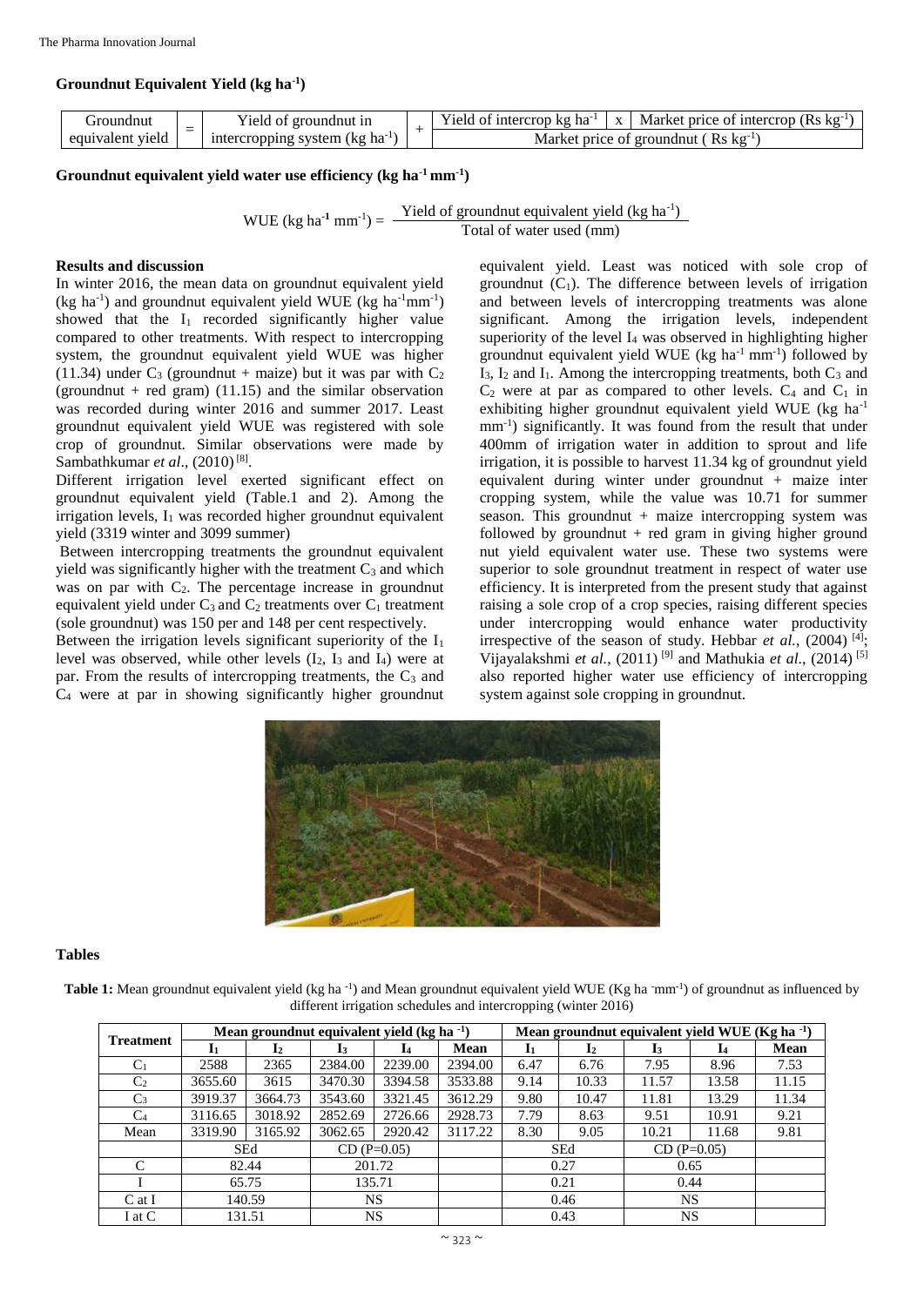**Groundnut Equivalent Yield (kg ha$^{-1}$)**

$$\text{Groundnut equivalent yield} = \text{Yield of groundnut in intercropping system (kg ha}^{-1}) + \frac{\text{Yield of intercrop kg ha}^{-1} \times \text{Market price of intercrop (Rs kg}^{-1})}{\text{Market price of groundnut ( Rs kg}^{-1})}$$

**Groundnut equivalent yield water use efficiency (kg ha$^{-1}$ mm$^{-1}$)**

$$\text{WUE (kg ha}^{-1}\text{ mm}^{-1}) = \frac{\text{Yield of groundnut equivalent yield (kg ha}^{-1})}{\text{Total of water used (mm)}}$$

**Results and discussion**

In winter 2016, the mean data on groundnut equivalent yield (kg ha$^{-1}$) and groundnut equivalent yield WUE (kg ha$^{-1}$mm$^{-1}$) showed that the $I_1$ recorded significantly higher value compared to other treatments. With respect to intercropping system, the groundnut equivalent yield WUE was higher (11.34) under $C_3$ (groundnut + maize) but it was par with $C_2$ (groundnut + red gram) (11.15) and the similar observation was recorded during winter 2016 and summer 2017. Least groundnut equivalent yield WUE was registered with sole crop of groundnut. Similar observations were made by Sambathkumar *et al*., (2010) [8].

Different irrigation level exerted significant effect on groundnut equivalent yield (Table.1 and 2). Among the irrigation levels, $I_1$ was recorded higher groundnut equivalent yield (3319 winter and 3099 summer)

Between intercropping treatments the groundnut equivalent yield was significantly higher with the treatment $C_3$ and which was on par with $C_2$. The percentage increase in groundnut equivalent yield under $C_3$ and $C_2$ treatments over $C_1$ treatment (sole groundnut) was 150 per and 148 per cent respectively.

Between the irrigation levels significant superiority of the $I_1$ level was observed, while other levels ($I_2$, $I_3$ and $I_4$) were at par. From the results of intercropping treatments, the $C_3$ and $C_4$ were at par in showing significantly higher groundnut equivalent yield. Least was noticed with sole crop of groundnut ($C_1$). The difference between levels of irrigation and between levels of intercropping treatments was alone significant. Among the irrigation levels, independent superiority of the level $I_4$ was observed in highlighting higher groundnut equivalent yield WUE (kg ha$^{-1}$ mm$^{-1}$) followed by $I_3$, $I_2$ and $I_1$. Among the intercropping treatments, both $C_3$ and $C_2$ were at par as compared to other levels. $C_4$ and $C_1$ in exhibiting higher groundnut equivalent yield WUE (kg ha$^{-1}$ mm$^{-1}$) significantly. It was found from the result that under 400mm of irrigation water in addition to sprout and life irrigation, it is possible to harvest 11.34 kg of groundnut yield equivalent during winter under groundnut + maize inter cropping system, while the value was 10.71 for summer season. This groundnut + maize intercropping system was followed by groundnut + red gram in giving higher ground nut yield equivalent water use. These two systems were superior to sole groundnut treatment in respect of water use efficiency. It is interpreted from the present study that against raising a sole crop of a crop species, raising different species under intercropping would enhance water productivity irrespective of the season of study. Hebbar *et al.*, (2004) [4]; Vijayalakshmi *et al.*, (2011) [9] and Mathukia *et al*., (2014) [5] also reported higher water use efficiency of intercropping system against sole cropping in groundnut.

**Tables**

**Table 1:** Mean groundnut equivalent yield (kg ha $^{-1}$) and Mean groundnut equivalent yield WUE (Kg ha $^{-1}$mm$^{-1}$) of groundnut as influenced by different irrigation schedules and intercropping (winter 2016)

| Treatment | Mean groundnut equivalent yield (kg ha $^{-1}$) | | | | | Mean groundnut equivalent yield WUE (Kg ha $^{-1}$) | | | | |
|---|---|---|---|---|---|---|---|---|---|---|
| | $I_1$ | $I_2$ | $I_3$ | $I_4$ | Mean | $I_1$ | $I_2$ | $I_3$ | $I_4$ | Mean |
| $C_1$ | 2588 | 2365 | 2384.00 | 2239.00 | 2394.00 | 6.47 | 6.76 | 7.95 | 8.96 | 7.53 |
| $C_2$ | 3655.60 | 3615 | 3470.30 | 3394.58 | 3533.88 | 9.14 | 10.33 | 11.57 | 13.58 | 11.15 |
| $C_3$ | 3919.37 | 3664.73 | 3543.60 | 3321.45 | 3612.29 | 9.80 | 10.47 | 11.81 | 13.29 | 11.34 |
| $C_4$ | 3116.65 | 3018.92 | 2852.69 | 2726.66 | 2928.73 | 7.79 | 8.63 | 9.51 | 10.91 | 9.21 |
| Mean | 3319.90 | 3165.92 | 3062.65 | 2920.42 | 3117.22 | 8.30 | 9.05 | 10.21 | 11.68 | 9.81 |
| | SEd | | CD (P=0.05) | | | SEd | | CD (P=0.05) | | |
| C | 82.44 | | 201.72 | | | 0.27 | | 0.65 | | |
| I | 65.75 | | 135.71 | | | 0.21 | | 0.44 | | |
| C at I | 140.59 | | NS | | | 0.46 | | NS | | |
| I at C | 131.51 | | NS | | | 0.43 | | NS | | |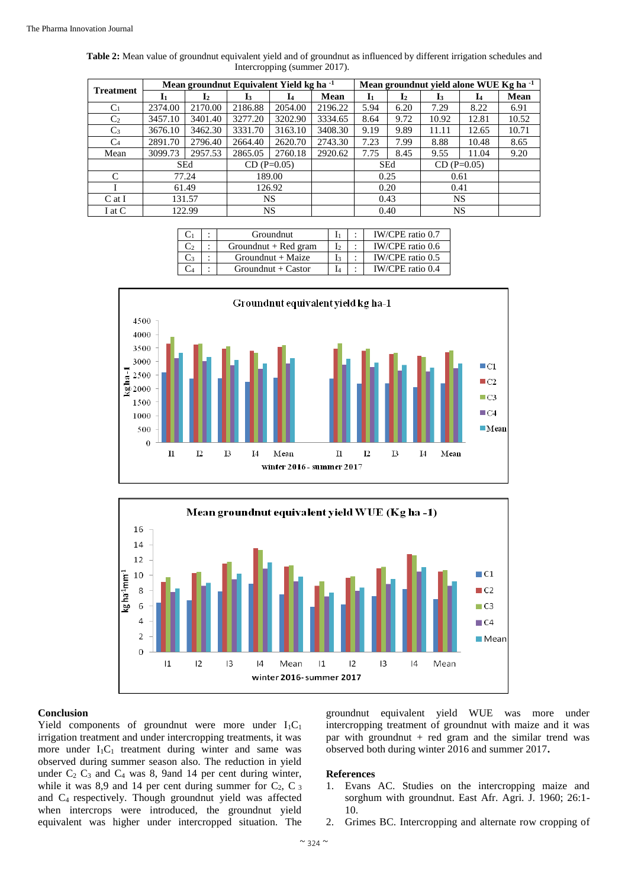**Table 2:** Mean value of groundnut equivalent yield and of groundnut as influenced by different irrigation schedules and Intercropping (summer 2017).

| Treatment | Mean groundnut Equivalent Yield kg ha $^{-1}$ | | | | | Mean groundnut yield alone WUE Kg ha $^{-1}$ | | | | |
|---|---|---|---|---|---|---|---|---|---|---|
| | $I_1$ | $I_2$ | $I_3$ | $I_4$ | Mean | $I_1$ | $I_2$ | $I_3$ | $I_4$ | Mean |
| $C_1$ | 2374.00 | 2170.00 | 2186.88 | 2054.00 | 2196.22 | 5.94 | 6.20 | 7.29 | 8.22 | 6.91 |
| $C_2$ | 3457.10 | 3401.40 | 3277.20 | 3202.90 | 3334.65 | 8.64 | 9.72 | 10.92 | 12.81 | 10.52 |
| $C_3$ | 3676.10 | 3462.30 | 3331.70 | 3163.10 | 3408.30 | 9.19 | 9.89 | 11.11 | 12.65 | 10.71 |
| $C_4$ | 2891.70 | 2796.40 | 2664.40 | 2620.70 | 2743.30 | 7.23 | 7.99 | 8.88 | 10.48 | 8.65 |
| Mean | 3099.73 | 2957.53 | 2865.05 | 2760.18 | 2920.62 | 7.75 | 8.45 | 9.55 | 11.04 | 9.20 |
| | SEd | | CD (P=0.05) | | | SEd | | CD (P=0.05) | | |
| C | 77.24 | | 189.00 | | | 0.25 | | 0.61 | | |
| I | 61.49 | | 126.92 | | | 0.20 | | 0.41 | | |
| C at I | 131.57 | | NS | | | 0.43 | | NS | | |
| I at C | 122.99 | | NS | | | 0.40 | | NS | | |

| | | | | | |
|---|---|---|---|---|---|
| $C_1$ | : | Groundnut | $I_1$ | : | IW/CPE ratio 0.7 |
| $C_2$ | : | Groundnut + Red gram | $I_2$ | : | IW/CPE ratio 0.6 |
| $C_3$ | : | Groundnut + Maize | $I_3$ | : | IW/CPE ratio 0.5 |
| $C_4$ | : | Groundnut + Castor | $I_4$ | : | IW/CPE ratio 0.4 |

## Conclusion

Yield components of groundnut were more under $I_1C_1$ irrigation treatment and under intercropping treatments, it was more under $I_1C_1$ treatment during winter and same was observed during summer season also. The reduction in yield under $C_2$ $C_3$ and $C_4$ was 8, 9and 14 per cent during winter, while it was 8,9 and 14 per cent during summer for $C_2$, $C_3$ and $C_4$ respectively. Though groundnut yield was affected when intercrops were introduced, the groundnut yield equivalent was higher under intercropped situation. The groundnut equivalent yield WUE was more under intercropping treatment of groundnut with maize and it was par with groundnut + red gram and the similar trend was observed both during winter 2016 and summer 2017**.**

## References

1. Evans AC. Studies on the intercropping maize and sorghum with groundnut. East Afr. Agri. J. 1960; 26:1-10.
2. Grimes BC. Intercropping and alternate row cropping of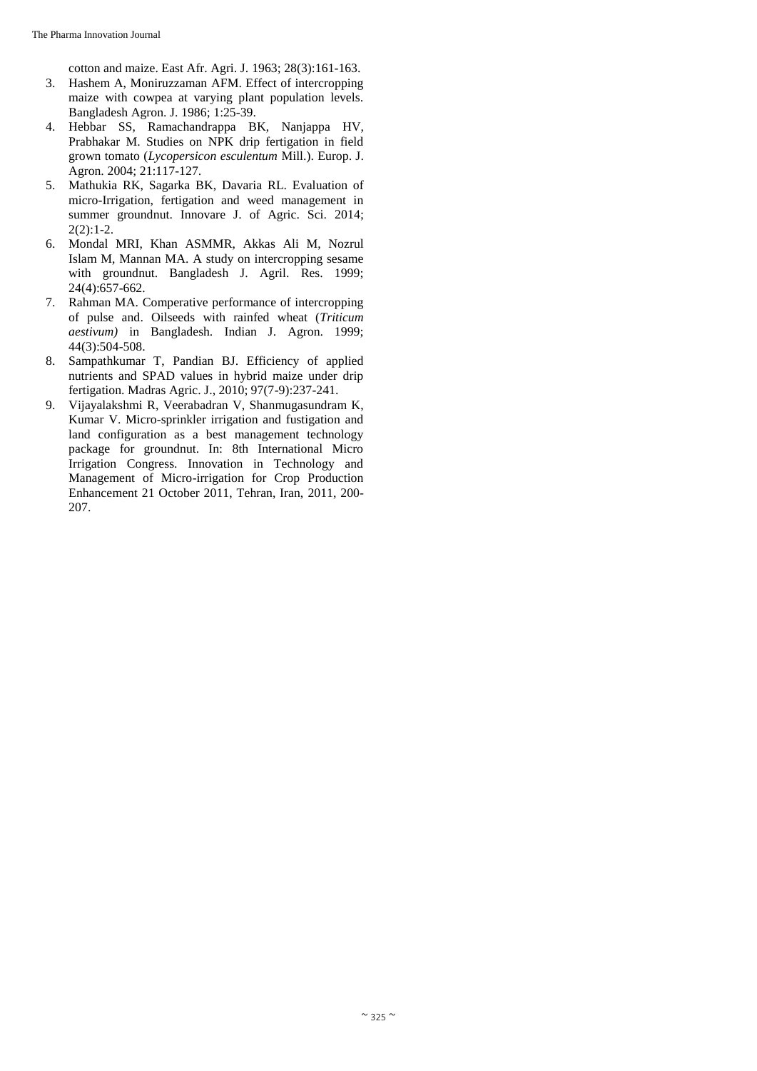cotton and maize. East Afr. Agri. J. 1963; 28(3):161-163.

3. Hashem A, Moniruzzaman AFM. Effect of intercropping maize with cowpea at varying plant population levels. Bangladesh Agron. J. 1986; 1:25-39.
4. Hebbar SS, Ramachandrappa BK, Nanjappa HV, Prabhakar M. Studies on NPK drip fertigation in field grown tomato (*Lycopersicon esculentum* Mill.). Europ. J. Agron. 2004; 21:117-127.
5. Mathukia RK, Sagarka BK, Davaria RL. Evaluation of micro-Irrigation, fertigation and weed management in summer groundnut. Innovare J. of Agric. Sci. 2014; 2(2):1-2.
6. Mondal MRI, Khan ASMMR, Akkas Ali M, Nozrul Islam M, Mannan MA. A study on intercropping sesame with groundnut. Bangladesh J. Agril. Res. 1999; 24(4):657-662.
7. Rahman MA. Comperative performance of intercropping of pulse and. Oilseeds with rainfed wheat (*Triticum aestivum)* in Bangladesh. Indian J. Agron. 1999; 44(3):504-508.
8. Sampathkumar T, Pandian BJ. Efficiency of applied nutrients and SPAD values in hybrid maize under drip fertigation. Madras Agric. J., 2010; 97(7-9):237-241.
9. Vijayalakshmi R, Veerabadran V, Shanmugasundram K, Kumar V. Micro-sprinkler irrigation and fustigation and land configuration as a best management technology package for groundnut. In: 8th International Micro Irrigation Congress. Innovation in Technology and Management of Micro-irrigation for Crop Production Enhancement 21 October 2011, Tehran, Iran, 2011, 200-207.